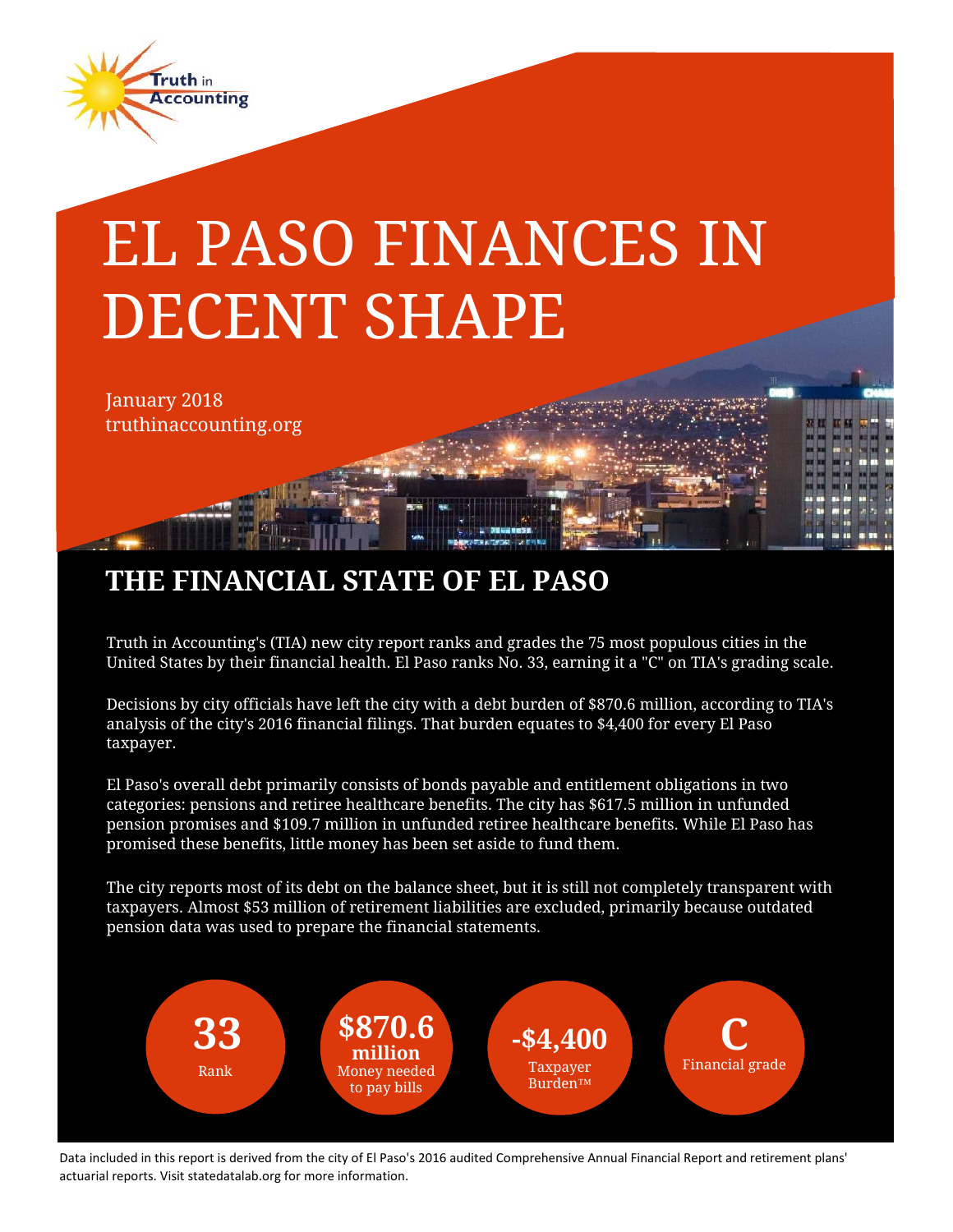Truth in Accounting

# EL PASO FINANCES IN DECENT SHAPE

January 2018
truthinaccounting.org

## THE FINANCIAL STATE OF EL PASO

Truth in Accounting's (TIA) new city report ranks and grades the 75 most populous cities in the United States by their financial health. El Paso ranks No. 33, earning it a "C" on TIA's grading scale.

Decisions by city officials have left the city with a debt burden of $870.6 million, according to TIA's analysis of the city's 2016 financial filings. That burden equates to $4,400 for every El Paso taxpayer.

El Paso's overall debt primarily consists of bonds payable and entitlement obligations in two categories: pensions and retiree healthcare benefits. The city has $617.5 million in unfunded pension promises and $109.7 million in unfunded retiree healthcare benefits. While El Paso has promised these benefits, little money has been set aside to fund them.

The city reports most of its debt on the balance sheet, but it is still not completely transparent with taxpayers. Almost $53 million of retirement liabilities are excluded, primarily because outdated pension data was used to prepare the financial statements.

**33**
Rank

**$870.6 million**
Money needed to pay bills

**-$4,400**
Taxpayer Burden™

**C**
Financial grade

Data included in this report is derived from the city of El Paso's 2016 audited Comprehensive Annual Financial Report and retirement plans' actuarial reports. Visit statedatalab.org for more information.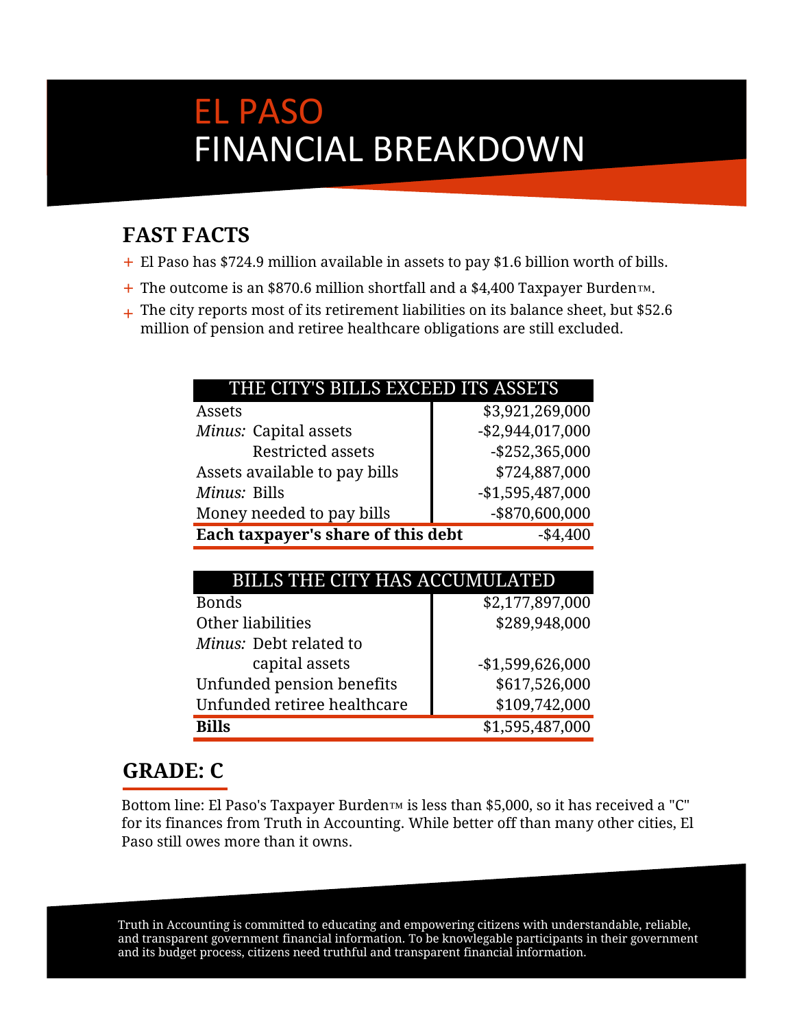# EL PASO
# FINANCIAL BREAKDOWN

## FAST FACTS

- El Paso has $724.9 million available in assets to pay $1.6 billion worth of bills.
- The outcome is an $870.6 million shortfall and a $4,400 Taxpayer Burden™.
- The city reports most of its retirement liabilities on its balance sheet, but $52.6 million of pension and retiree healthcare obligations are still excluded.

| THE CITY'S BILLS EXCEED ITS ASSETS | |
|---|---|
| Assets | $3,921,269,000 |
| *Minus:* Capital assets | -$2,944,017,000 |
| Restricted assets | -$252,365,000 |
| Assets available to pay bills | $724,887,000 |
| *Minus:* Bills | -$1,595,487,000 |
| Money needed to pay bills | -$870,600,000 |
| **Each taxpayer's share of this debt** | -$4,400 |

| BILLS THE CITY HAS ACCUMULATED | |
|---|---|
| Bonds | $2,177,897,000 |
| Other liabilities | $289,948,000 |
| *Minus:* Debt related to capital assets | -$1,599,626,000 |
| Unfunded pension benefits | $617,526,000 |
| Unfunded retiree healthcare | $109,742,000 |
| **Bills** | $1,595,487,000 |

## GRADE: C

Bottom line: El Paso's Taxpayer Burden™ is less than $5,000, so it has received a "C" for its finances from Truth in Accounting. While better off than many other cities, El Paso still owes more than it owns.

Truth in Accounting is committed to educating and empowering citizens with understandable, reliable, and transparent government financial information. To be knowlegable participants in their government and its budget process, citizens need truthful and transparent financial information.